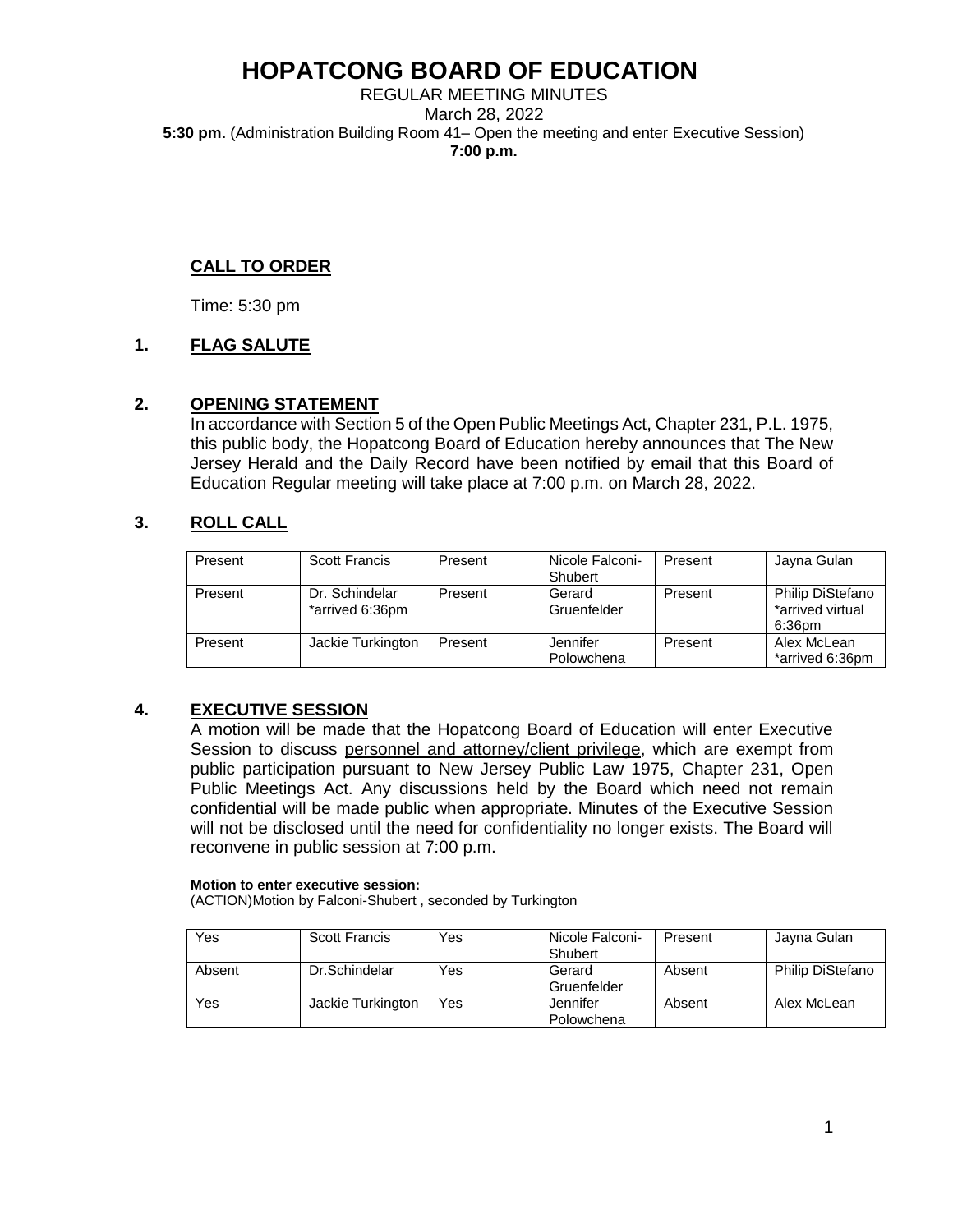# HOPATCONG BOARD OF EDUCATION

REGULAR MEETING MINUTES
March 28, 2022
**5:30 pm.** (Administration Building Room 41– Open the meeting and enter Executive Session)
**7:00 p.m.**

## CALL TO ORDER

Time: 5:30 pm

## 1. FLAG SALUTE

## 2. OPENING STATEMENT

In accordance with Section 5 of the Open Public Meetings Act, Chapter 231, P.L. 1975, this public body, the Hopatcong Board of Education hereby announces that The New Jersey Herald and the Daily Record have been notified by email that this Board of Education Regular meeting will take place at 7:00 p.m. on March 28, 2022.

## 3. ROLL CALL

| Present | Scott Francis | Present | Nicole Falconi-Shubert | Present | Jayna Gulan |
|---|---|---|---|---|---|
| Present | Dr. Schindelar *arrived 6:36pm | Present | Gerard Gruenfelder | Present | Philip DiStefano *arrived virtual 6:36pm |
| Present | Jackie Turkington | Present | Jennifer Polowchena | Present | Alex McLean *arrived 6:36pm |

## 4. EXECUTIVE SESSION

A motion will be made that the Hopatcong Board of Education will enter Executive Session to discuss personnel and attorney/client privilege, which are exempt from public participation pursuant to New Jersey Public Law 1975, Chapter 231, Open Public Meetings Act. Any discussions held by the Board which need not remain confidential will be made public when appropriate. Minutes of the Executive Session will not be disclosed until the need for confidentiality no longer exists. The Board will reconvene in public session at 7:00 p.m.

**Motion to enter executive session:**
(ACTION)Motion by Falconi-Shubert , seconded by Turkington

| Yes | Scott Francis | Yes | Nicole Falconi-Shubert | Present | Jayna Gulan |
|---|---|---|---|---|---|
| Absent | Dr.Schindelar | Yes | Gerard Gruenfelder | Absent | Philip DiStefano |
| Yes | Jackie Turkington | Yes | Jennifer Polowchena | Absent | Alex McLean |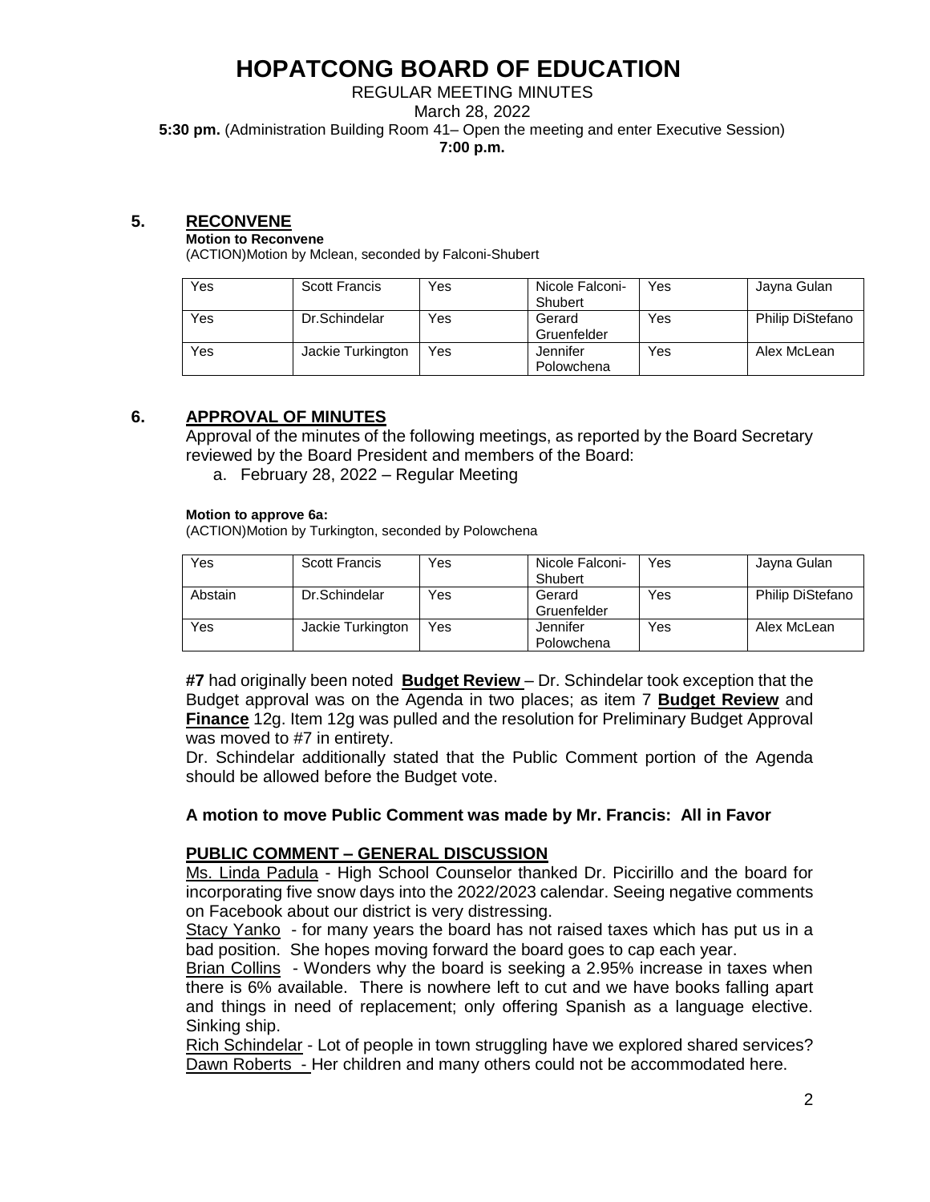# HOPATCONG BOARD OF EDUCATION

REGULAR MEETING MINUTES

March 28, 2022

**5:30 pm.** (Administration Building Room 41– Open the meeting and enter Executive Session)

**7:00 p.m.**

## 5. RECONVENE

**Motion to Reconvene**

(ACTION)Motion by Mclean, seconded by Falconi-Shubert

| Yes | Scott Francis | Yes | Nicole Falconi-Shubert | Yes | Jayna Gulan |
|---|---|---|---|---|---|
| Yes | Dr.Schindelar | Yes | Gerard Gruenfelder | Yes | Philip DiStefano |
| Yes | Jackie Turkington | Yes | Jennifer Polowchena | Yes | Alex McLean |

## 6. APPROVAL OF MINUTES

Approval of the minutes of the following meetings, as reported by the Board Secretary reviewed by the Board President and members of the Board:

a. February 28, 2022 – Regular Meeting

**Motion to approve 6a:**

(ACTION)Motion by Turkington, seconded by Polowchena

| Yes | Scott Francis | Yes | Nicole Falconi-Shubert | Yes | Jayna Gulan |
|---|---|---|---|---|---|
| Abstain | Dr.Schindelar | Yes | Gerard Gruenfelder | Yes | Philip DiStefano |
| Yes | Jackie Turkington | Yes | Jennifer Polowchena | Yes | Alex McLean |

**#7** had originally been noted **Budget Review** – Dr. Schindelar took exception that the Budget approval was on the Agenda in two places; as item 7 **Budget Review** and **Finance** 12g. Item 12g was pulled and the resolution for Preliminary Budget Approval was moved to #7 in entirety.

Dr. Schindelar additionally stated that the Public Comment portion of the Agenda should be allowed before the Budget vote.

**A motion to move Public Comment was made by Mr. Francis: All in Favor**

**PUBLIC COMMENT – GENERAL DISCUSSION**

Ms. Linda Padula - High School Counselor thanked Dr. Piccirillo and the board for incorporating five snow days into the 2022/2023 calendar. Seeing negative comments on Facebook about our district is very distressing.

Stacy Yanko - for many years the board has not raised taxes which has put us in a bad position. She hopes moving forward the board goes to cap each year.

Brian Collins - Wonders why the board is seeking a 2.95% increase in taxes when there is 6% available. There is nowhere left to cut and we have books falling apart and things in need of replacement; only offering Spanish as a language elective. Sinking ship.

Rich Schindelar - Lot of people in town struggling have we explored shared services?

Dawn Roberts - Her children and many others could not be accommodated here.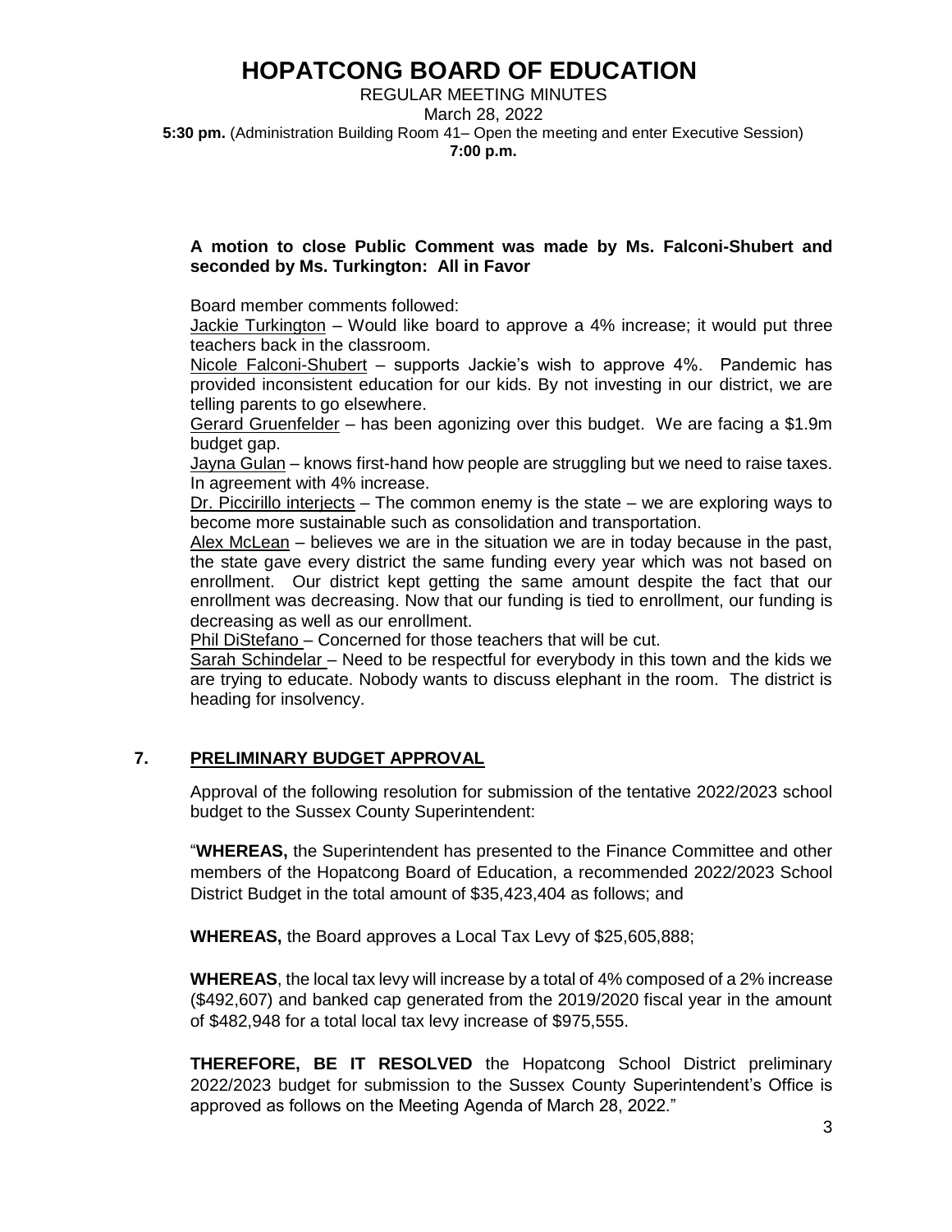**A motion to close Public Comment was made by Ms. Falconi-Shubert and seconded by Ms. Turkington: All in Favor**

Board member comments followed:

Jackie Turkington – Would like board to approve a 4% increase; it would put three teachers back in the classroom.

Nicole Falconi-Shubert – supports Jackie's wish to approve 4%. Pandemic has provided inconsistent education for our kids. By not investing in our district, we are telling parents to go elsewhere.

Gerard Gruenfelder – has been agonizing over this budget. We are facing a $1.9m budget gap.

Jayna Gulan – knows first-hand how people are struggling but we need to raise taxes. In agreement with 4% increase.

Dr. Piccirillo interjects – The common enemy is the state – we are exploring ways to become more sustainable such as consolidation and transportation.

Alex McLean – believes we are in the situation we are in today because in the past, the state gave every district the same funding every year which was not based on enrollment. Our district kept getting the same amount despite the fact that our enrollment was decreasing. Now that our funding is tied to enrollment, our funding is decreasing as well as our enrollment.

Phil DiStefano – Concerned for those teachers that will be cut.

Sarah Schindelar – Need to be respectful for everybody in this town and the kids we are trying to educate. Nobody wants to discuss elephant in the room. The district is heading for insolvency.

## 7. PRELIMINARY BUDGET APPROVAL

Approval of the following resolution for submission of the tentative 2022/2023 school budget to the Sussex County Superintendent:

"**WHEREAS,** the Superintendent has presented to the Finance Committee and other members of the Hopatcong Board of Education, a recommended 2022/2023 School District Budget in the total amount of $35,423,404 as follows; and

**WHEREAS,** the Board approves a Local Tax Levy of $25,605,888;

**WHEREAS**, the local tax levy will increase by a total of 4% composed of a 2% increase ($492,607) and banked cap generated from the 2019/2020 fiscal year in the amount of $482,948 for a total local tax levy increase of $975,555.

**THEREFORE, BE IT RESOLVED** the Hopatcong School District preliminary 2022/2023 budget for submission to the Sussex County Superintendent's Office is approved as follows on the Meeting Agenda of March 28, 2022."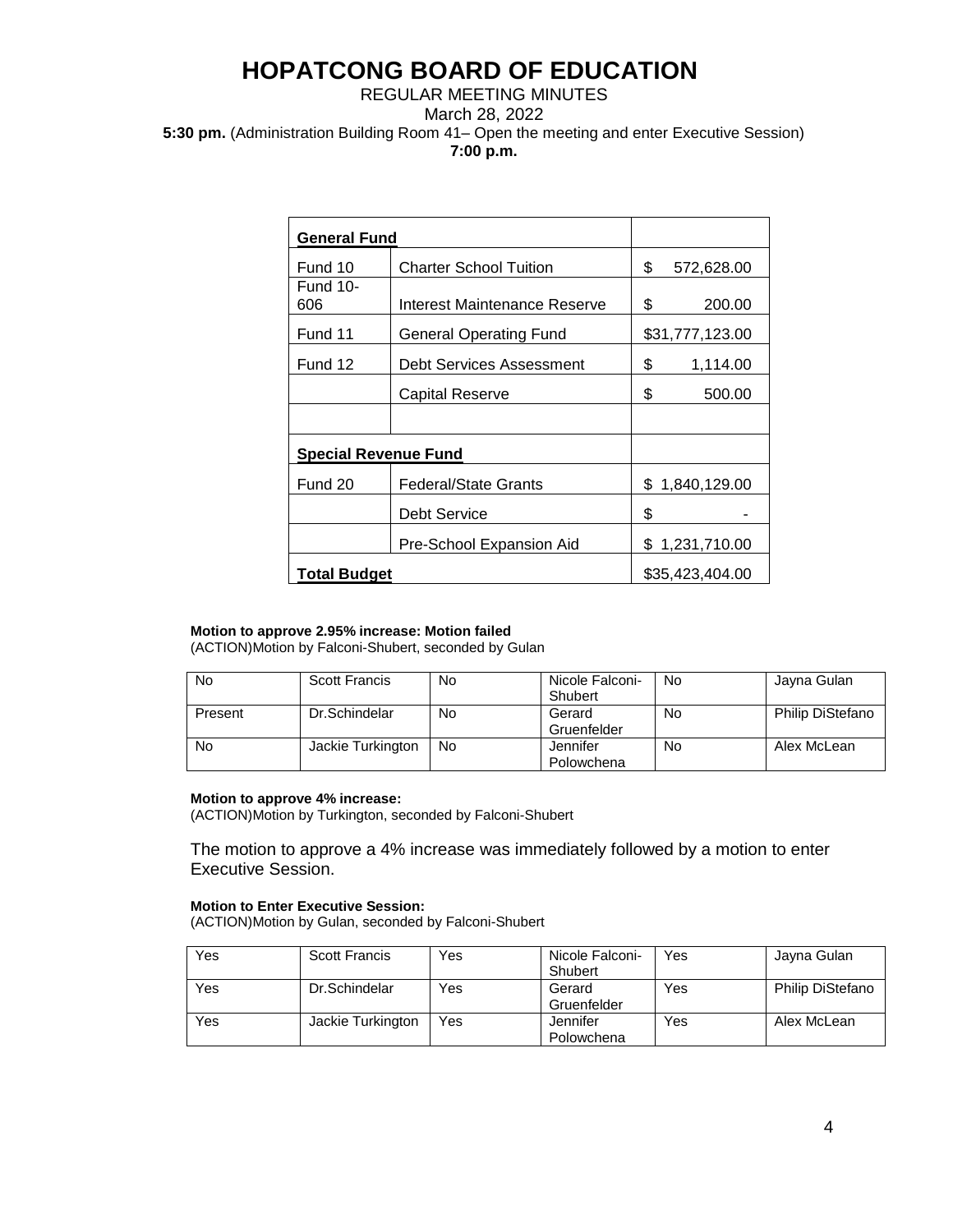# HOPATCONG BOARD OF EDUCATION

REGULAR MEETING MINUTES

March 28, 2022

**5:30 pm.** (Administration Building Room 41– Open the meeting and enter Executive Session)

**7:00 p.m.**

| **General Fund** | | |
|---|---|---|
| Fund 10 | Charter School Tuition | $ 572,628.00 |
| Fund 10-606 | Interest Maintenance Reserve | $ 200.00 |
| Fund 11 | General Operating Fund | $31,777,123.00 |
| Fund 12 | Debt Services Assessment | $ 1,114.00 |
| | Capital Reserve | $ 500.00 |
| | | |
| **Special Revenue Fund** | | |
| Fund 20 | Federal/State Grants | $ 1,840,129.00 |
| | Debt Service | $ - |
| | Pre-School Expansion Aid | $ 1,231,710.00 |
| **Total Budget** | | $35,423,404.00 |

**Motion to approve 2.95% increase: Motion failed**

(ACTION)Motion by Falconi-Shubert, seconded by Gulan

| | | | | | |
|---|---|---|---|---|---|
| No | Scott Francis | No | Nicole Falconi-Shubert | No | Jayna Gulan |
| Present | Dr.Schindelar | No | Gerard Gruenfelder | No | Philip DiStefano |
| No | Jackie Turkington | No | Jennifer Polowchena | No | Alex McLean |

**Motion to approve 4% increase:**

(ACTION)Motion by Turkington, seconded by Falconi-Shubert

The motion to approve a 4% increase was immediately followed by a motion to enter Executive Session.

**Motion to Enter Executive Session:**

(ACTION)Motion by Gulan, seconded by Falconi-Shubert

| | | | | | |
|---|---|---|---|---|---|
| Yes | Scott Francis | Yes | Nicole Falconi-Shubert | Yes | Jayna Gulan |
| Yes | Dr.Schindelar | Yes | Gerard Gruenfelder | Yes | Philip DiStefano |
| Yes | Jackie Turkington | Yes | Jennifer Polowchena | Yes | Alex McLean |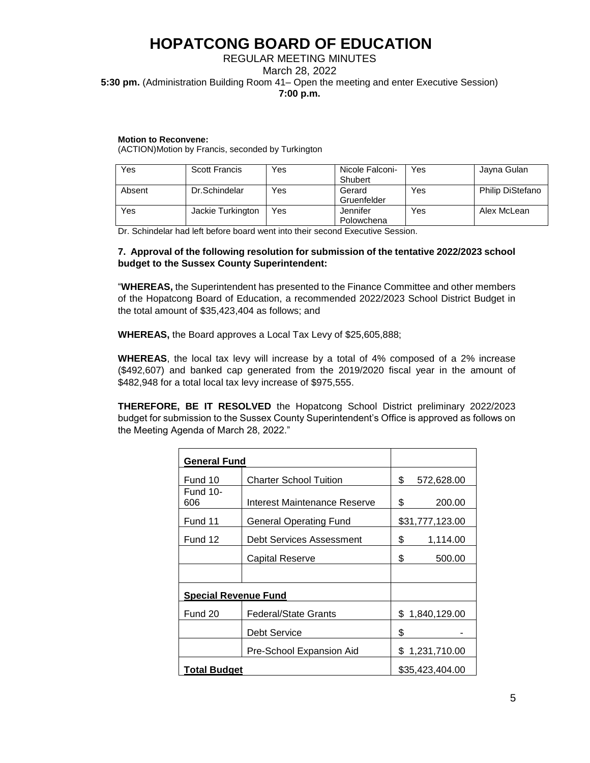# HOPATCONG BOARD OF EDUCATION

REGULAR MEETING MINUTES

March 28, 2022

**5:30 pm.** (Administration Building Room 41– Open the meeting and enter Executive Session)

**7:00 p.m.**

**Motion to Reconvene:**

(ACTION)Motion by Francis, seconded by Turkington

| | | | | | |
|---|---|---|---|---|---|
| Yes | Scott Francis | Yes | Nicole Falconi-Shubert | Yes | Jayna Gulan |
| Absent | Dr.Schindelar | Yes | Gerard Gruenfelder | Yes | Philip DiStefano |
| Yes | Jackie Turkington | Yes | Jennifer Polowchena | Yes | Alex McLean |

Dr. Schindelar had left before board went into their second Executive Session.

**7. Approval of the following resolution for submission of the tentative 2022/2023 school budget to the Sussex County Superintendent:**

"**WHEREAS,** the Superintendent has presented to the Finance Committee and other members of the Hopatcong Board of Education, a recommended 2022/2023 School District Budget in the total amount of $35,423,404 as follows; and

**WHEREAS,** the Board approves a Local Tax Levy of $25,605,888;

**WHEREAS**, the local tax levy will increase by a total of 4% composed of a 2% increase ($492,607) and banked cap generated from the 2019/2020 fiscal year in the amount of $482,948 for a total local tax levy increase of $975,555.

**THEREFORE, BE IT RESOLVED** the Hopatcong School District preliminary 2022/2023 budget for submission to the Sussex County Superintendent's Office is approved as follows on the Meeting Agenda of March 28, 2022."

| **General Fund** | | |
|---|---|---|
| Fund 10 | Charter School Tuition | $ 572,628.00 |
| Fund 10-606 | Interest Maintenance Reserve | $ 200.00 |
| Fund 11 | General Operating Fund | $31,777,123.00 |
| Fund 12 | Debt Services Assessment | $ 1,114.00 |
| | Capital Reserve | $ 500.00 |
| | | |
| **Special Revenue Fund** | | |
| Fund 20 | Federal/State Grants | $ 1,840,129.00 |
| | Debt Service | $ - |
| | Pre-School Expansion Aid | $ 1,231,710.00 |
| **Total Budget** | | $35,423,404.00 |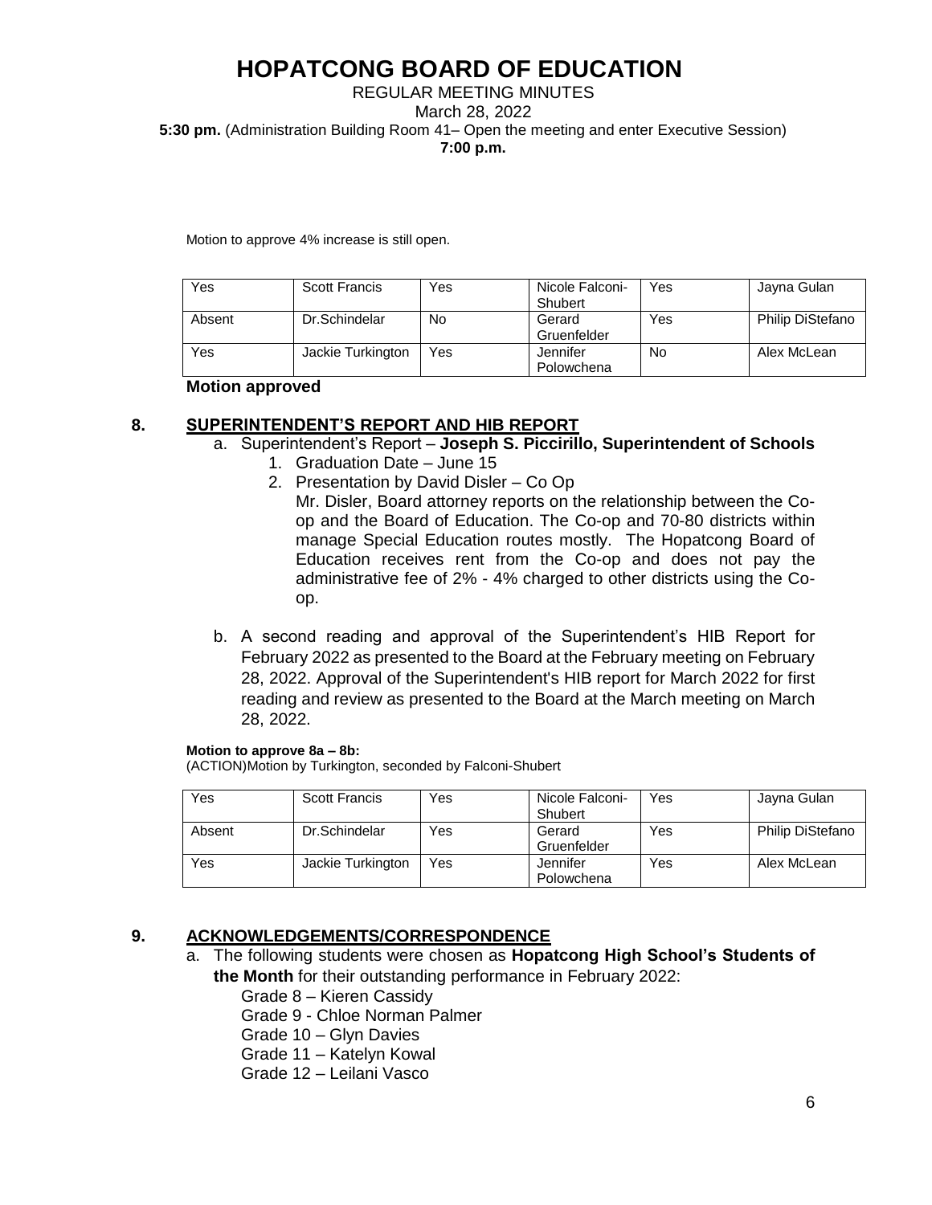# HOPATCONG BOARD OF EDUCATION

REGULAR MEETING MINUTES
March 28, 2022
**5:30 pm.** (Administration Building Room 41– Open the meeting and enter Executive Session)
**7:00 p.m.**

Motion to approve 4% increase is still open.

| Yes | Scott Francis | Yes | Nicole Falconi-Shubert | Yes | Jayna Gulan |
|---|---|---|---|---|---|
| Absent | Dr.Schindelar | No | Gerard Gruenfelder | Yes | Philip DiStefano |
| Yes | Jackie Turkington | Yes | Jennifer Polowchena | No | Alex McLean |

**Motion approved**

## 8. SUPERINTENDENT'S REPORT AND HIB REPORT

a. Superintendent's Report – **Joseph S. Piccirillo, Superintendent of Schools**

1. Graduation Date – June 15
2. Presentation by David Disler – Co Op

   Mr. Disler, Board attorney reports on the relationship between the Co-op and the Board of Education. The Co-op and 70-80 districts within manage Special Education routes mostly. The Hopatcong Board of Education receives rent from the Co-op and does not pay the administrative fee of 2% - 4% charged to other districts using the Co-op.

b. A second reading and approval of the Superintendent's HIB Report for February 2022 as presented to the Board at the February meeting on February 28, 2022. Approval of the Superintendent's HIB report for March 2022 for first reading and review as presented to the Board at the March meeting on March 28, 2022.

**Motion to approve 8a – 8b:**
(ACTION)Motion by Turkington, seconded by Falconi-Shubert

| Yes | Scott Francis | Yes | Nicole Falconi-Shubert | Yes | Jayna Gulan |
|---|---|---|---|---|---|
| Absent | Dr.Schindelar | Yes | Gerard Gruenfelder | Yes | Philip DiStefano |
| Yes | Jackie Turkington | Yes | Jennifer Polowchena | Yes | Alex McLean |

## 9. ACKNOWLEDGEMENTS/CORRESPONDENCE

a. The following students were chosen as **Hopatcong High School's Students of the Month** for their outstanding performance in February 2022:

Grade 8 – Kieren Cassidy
Grade 9 - Chloe Norman Palmer
Grade 10 – Glyn Davies
Grade 11 – Katelyn Kowal
Grade 12 – Leilani Vasco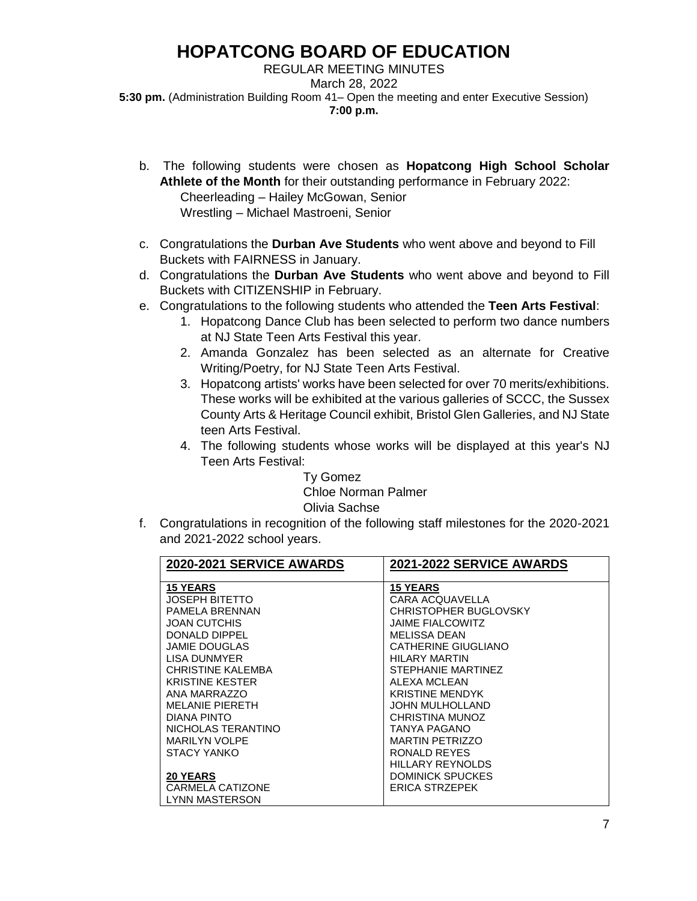b. The following students were chosen as **Hopatcong High School Scholar Athlete of the Month** for their outstanding performance in February 2022:
   Cheerleading – Hailey McGowan, Senior
   Wrestling – Michael Mastroeni, Senior

c. Congratulations the **Durban Ave Students** who went above and beyond to Fill Buckets with FAIRNESS in January.

d. Congratulations the **Durban Ave Students** who went above and beyond to Fill Buckets with CITIZENSHIP in February.

e. Congratulations to the following students who attended the **Teen Arts Festival**:
   1. Hopatcong Dance Club has been selected to perform two dance numbers at NJ State Teen Arts Festival this year.
   2. Amanda Gonzalez has been selected as an alternate for Creative Writing/Poetry, for NJ State Teen Arts Festival.
   3. Hopatcong artists' works have been selected for over 70 merits/exhibitions. These works will be exhibited at the various galleries of SCCC, the Sussex County Arts & Heritage Council exhibit, Bristol Glen Galleries, and NJ State teen Arts Festival.
   4. The following students whose works will be displayed at this year's NJ Teen Arts Festival:
      Ty Gomez
      Chloe Norman Palmer
      Olivia Sachse

f. Congratulations in recognition of the following staff milestones for the 2020-2021 and 2021-2022 school years.

| **2020-2021 SERVICE AWARDS** | **2021-2022 SERVICE AWARDS** |
|---|---|
| **15 YEARS** | **15 YEARS** |
| JOSEPH BITETTO | CARA ACQUAVELLA |
| PAMELA BRENNAN | CHRISTOPHER BUGLOVSKY |
| JOAN CUTCHIS | JAIME FIALCOWITZ |
| DONALD DIPPEL | MELISSA DEAN |
| JAMIE DOUGLAS | CATHERINE GIUGLIANO |
| LISA DUNMYER | HILARY MARTIN |
| CHRISTINE KALEMBA | STEPHANIE MARTINEZ |
| KRISTINE KESTER | ALEXA MCLEAN |
| ANA MARRAZZO | KRISTINE MENDYK |
| MELANIE PIERETH | JOHN MULHOLLAND |
| DIANA PINTO | CHRISTINA MUNOZ |
| NICHOLAS TERANTINO | TANYA PAGANO |
| MARILYN VOLPE | MARTIN PETRIZZO |
| STACY YANKO | RONALD REYES |
| | HILLARY REYNOLDS |
| **20 YEARS** | DOMINICK SPUCKES |
| CARMELA CATIZONE | ERICA STRZEPEK |
| LYNN MASTERSON | |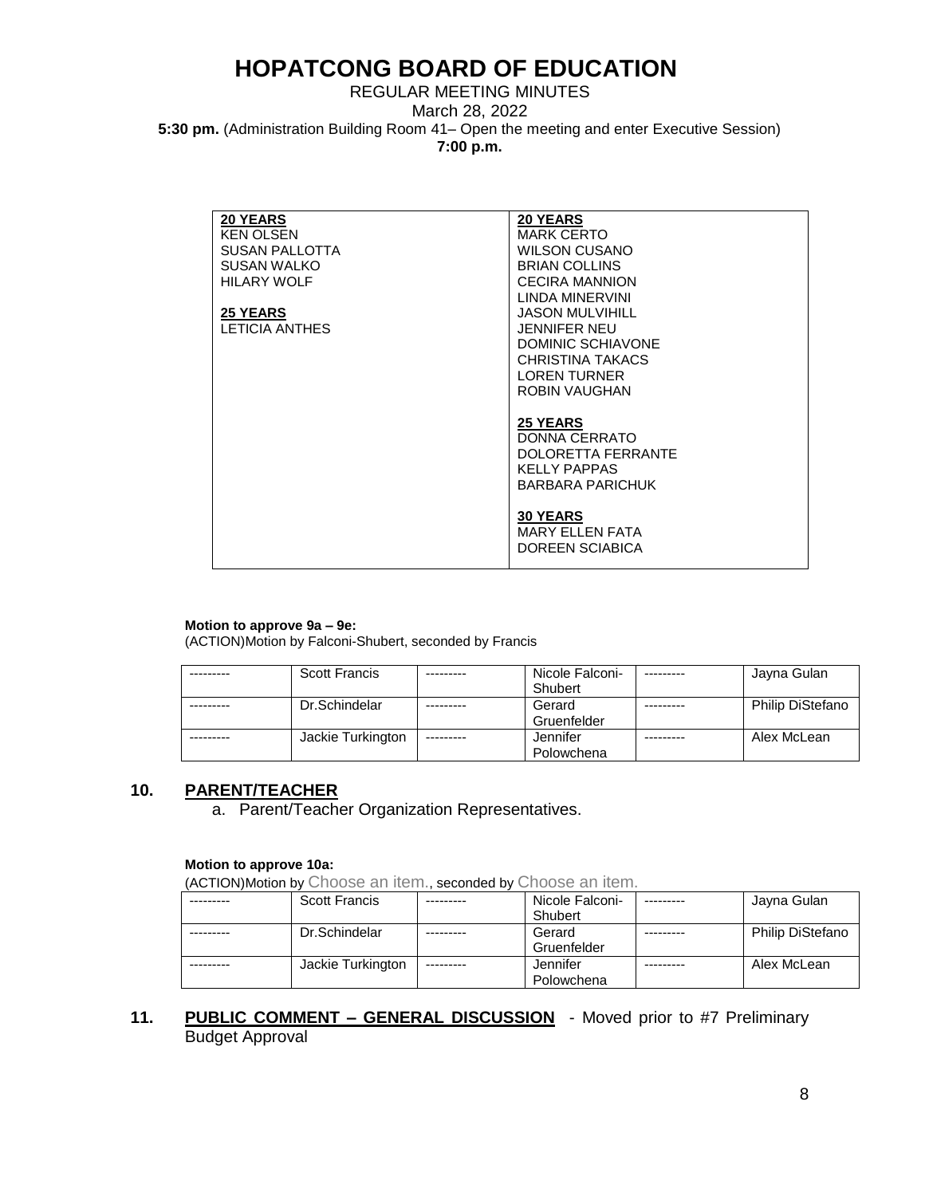# HOPATCONG BOARD OF EDUCATION

REGULAR MEETING MINUTES
March 28, 2022
**5:30 pm.** (Administration Building Room 41– Open the meeting and enter Executive Session)
**7:00 p.m.**

| **20 YEARS**<br>KEN OLSEN<br>SUSAN PALLOTTA<br>SUSAN WALKO<br>HILARY WOLF<br><br>**25 YEARS**<br>LETICIA ANTHES | **20 YEARS**<br>MARK CERTO<br>WILSON CUSANO<br>BRIAN COLLINS<br>CECIRA MANNION<br>LINDA MINERVINI<br>JASON MULVIHILL<br>JENNIFER NEU<br>DOMINIC SCHIAVONE<br>CHRISTINA TAKACS<br>LOREN TURNER<br>ROBIN VAUGHAN<br><br>**25 YEARS**<br>DONNA CERRATO<br>DOLORETTA FERRANTE<br>KELLY PAPPAS<br>BARBARA PARICHUK<br><br>**30 YEARS**<br>MARY ELLEN FATA<br>DOREEN SCIABICA |
|---|---|

**Motion to approve 9a – 9e:**
(ACTION)Motion by Falconi-Shubert, seconded by Francis

| --------- | Scott Francis | --------- | Nicole Falconi-Shubert | --------- | Jayna Gulan |
|---|---|---|---|---|---|
| --------- | Dr.Schindelar | --------- | Gerard Gruenfelder | --------- | Philip DiStefano |
| --------- | Jackie Turkington | --------- | Jennifer Polowchena | --------- | Alex McLean |

## 10. PARENT/TEACHER

a. Parent/Teacher Organization Representatives.

**Motion to approve 10a:**
(ACTION)Motion by Choose an item., seconded by Choose an item.

| --------- | Scott Francis | --------- | Nicole Falconi-Shubert | --------- | Jayna Gulan |
|---|---|---|---|---|---|
| --------- | Dr.Schindelar | --------- | Gerard Gruenfelder | --------- | Philip DiStefano |
| --------- | Jackie Turkington | --------- | Jennifer Polowchena | --------- | Alex McLean |

## 11. PUBLIC COMMENT – GENERAL DISCUSSION - Moved prior to #7 Preliminary Budget Approval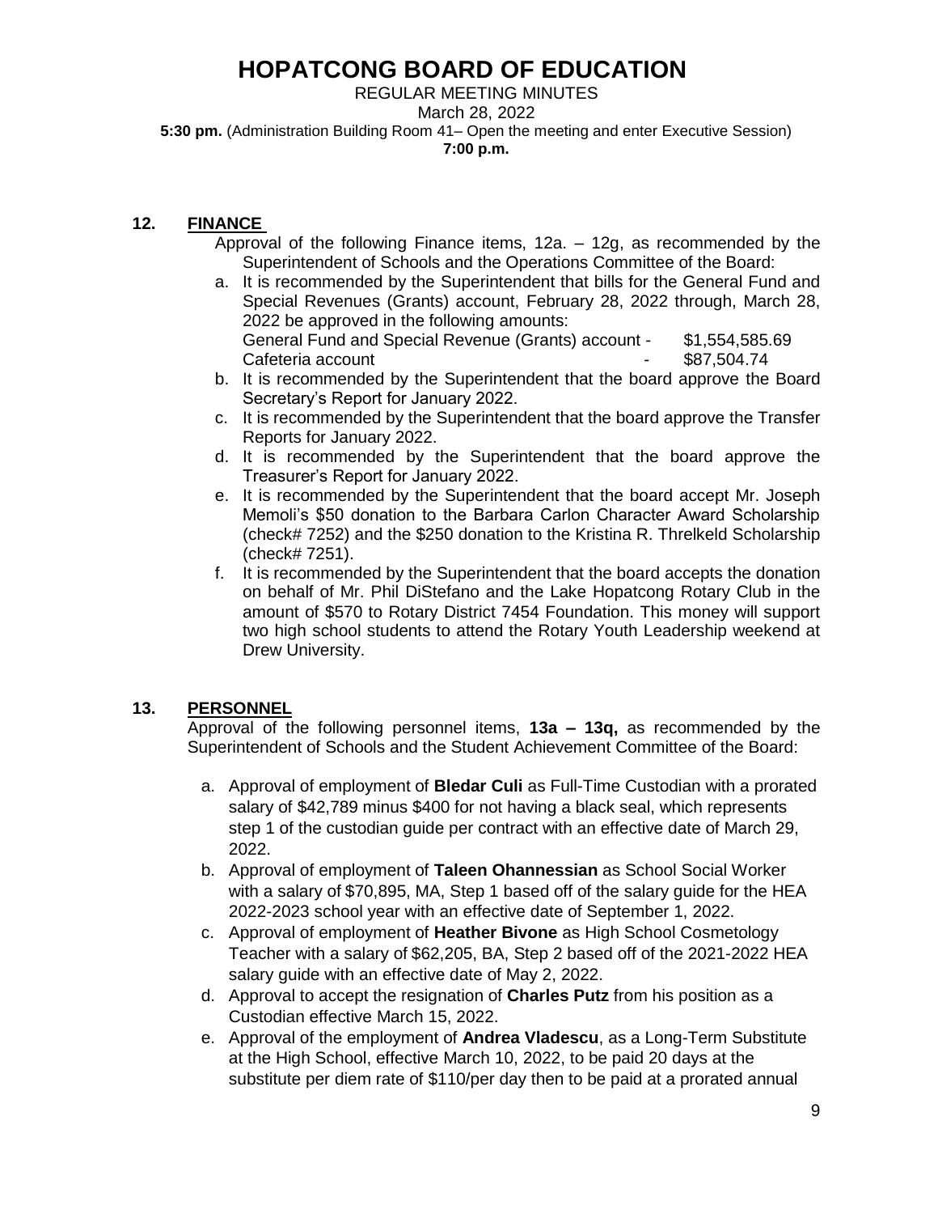# HOPATCONG BOARD OF EDUCATION

REGULAR MEETING MINUTES
March 28, 2022
**5:30 pm.** (Administration Building Room 41– Open the meeting and enter Executive Session)
**7:00 p.m.**

## 12. FINANCE

Approval of the following Finance items, 12a. – 12g, as recommended by the Superintendent of Schools and the Operations Committee of the Board:

a. It is recommended by the Superintendent that bills for the General Fund and Special Revenues (Grants) account, February 28, 2022 through, March 28, 2022 be approved in the following amounts:
General Fund and Special Revenue (Grants) account - $1,554,585.69
Cafeteria account - $87,504.74

b. It is recommended by the Superintendent that the board approve the Board Secretary's Report for January 2022.

c. It is recommended by the Superintendent that the board approve the Transfer Reports for January 2022.

d. It is recommended by the Superintendent that the board approve the Treasurer's Report for January 2022.

e. It is recommended by the Superintendent that the board accept Mr. Joseph Memoli's $50 donation to the Barbara Carlon Character Award Scholarship (check# 7252) and the $250 donation to the Kristina R. Threlkeld Scholarship (check# 7251).

f. It is recommended by the Superintendent that the board accepts the donation on behalf of Mr. Phil DiStefano and the Lake Hopatcong Rotary Club in the amount of $570 to Rotary District 7454 Foundation. This money will support two high school students to attend the Rotary Youth Leadership weekend at Drew University.

## 13. PERSONNEL

Approval of the following personnel items, **13a – 13q,** as recommended by the Superintendent of Schools and the Student Achievement Committee of the Board:

a. Approval of employment of **Bledar Culi** as Full-Time Custodian with a prorated salary of $42,789 minus $400 for not having a black seal, which represents step 1 of the custodian guide per contract with an effective date of March 29, 2022.

b. Approval of employment of **Taleen Ohannessian** as School Social Worker with a salary of $70,895, MA, Step 1 based off of the salary guide for the HEA 2022-2023 school year with an effective date of September 1, 2022.

c. Approval of employment of **Heather Bivone** as High School Cosmetology Teacher with a salary of $62,205, BA, Step 2 based off of the 2021-2022 HEA salary guide with an effective date of May 2, 2022.

d. Approval to accept the resignation of **Charles Putz** from his position as a Custodian effective March 15, 2022.

e. Approval of the employment of **Andrea Vladescu**, as a Long-Term Substitute at the High School, effective March 10, 2022, to be paid 20 days at the substitute per diem rate of $110/per day then to be paid at a prorated annual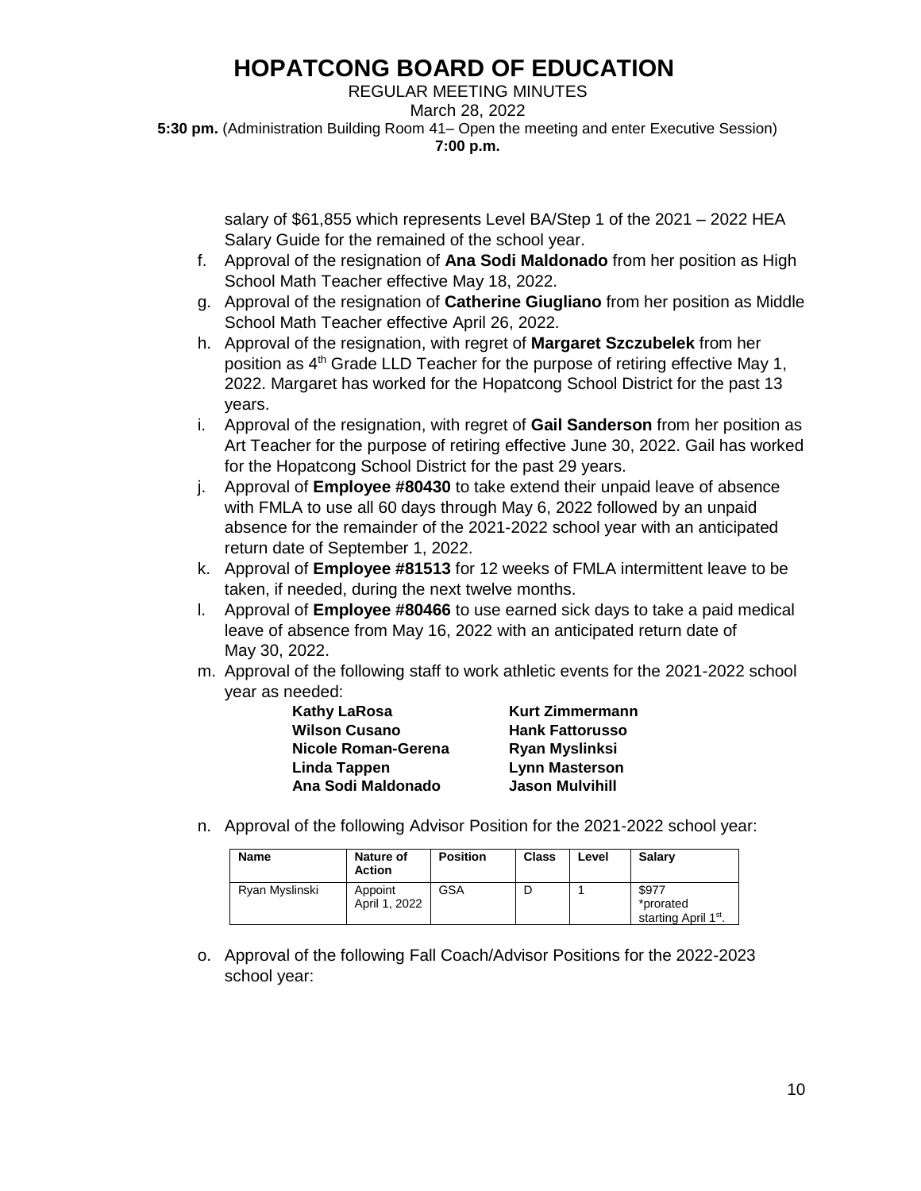salary of $61,855 which represents Level BA/Step 1 of the 2021 – 2022 HEA Salary Guide for the remained of the school year.

f. Approval of the resignation of **Ana Sodi Maldonado** from her position as High School Math Teacher effective May 18, 2022.
g. Approval of the resignation of **Catherine Giugliano** from her position as Middle School Math Teacher effective April 26, 2022.
h. Approval of the resignation, with regret of **Margaret Szczubelek** from her position as 4th Grade LLD Teacher for the purpose of retiring effective May 1, 2022. Margaret has worked for the Hopatcong School District for the past 13 years.
i. Approval of the resignation, with regret of **Gail Sanderson** from her position as Art Teacher for the purpose of retiring effective June 30, 2022. Gail has worked for the Hopatcong School District for the past 29 years.
j. Approval of **Employee #80430** to take extend their unpaid leave of absence with FMLA to use all 60 days through May 6, 2022 followed by an unpaid absence for the remainder of the 2021-2022 school year with an anticipated return date of September 1, 2022.
k. Approval of **Employee #81513** for 12 weeks of FMLA intermittent leave to be taken, if needed, during the next twelve months.
l. Approval of **Employee #80466** to use earned sick days to take a paid medical leave of absence from May 16, 2022 with an anticipated return date of May 30, 2022.
m. Approval of the following staff to work athletic events for the 2021-2022 school year as needed:

| | |
|---|---|
| **Kathy LaRosa** | **Kurt Zimmermann** |
| **Wilson Cusano** | **Hank Fattorusso** |
| **Nicole Roman-Gerena** | **Ryan Myslinksi** |
| **Linda Tappen** | **Lynn Masterson** |
| **Ana Sodi Maldonado** | **Jason Mulvihill** |

n. Approval of the following Advisor Position for the 2021-2022 school year:

| Name | Nature of Action | Position | Class | Level | Salary |
|---|---|---|---|---|---|
| Ryan Myslinski | Appoint April 1, 2022 | GSA | D | 1 | $977 *prorated starting April 1st. |

o. Approval of the following Fall Coach/Advisor Positions for the 2022-2023 school year: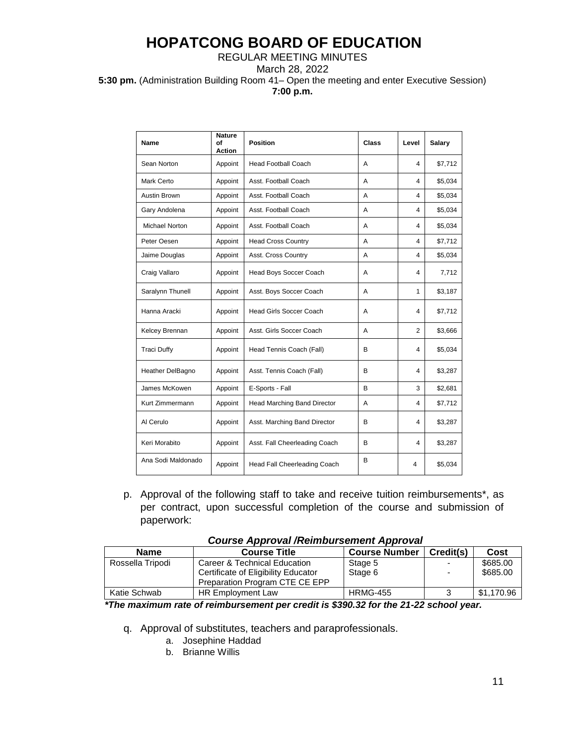# HOPATCONG BOARD OF EDUCATION

REGULAR MEETING MINUTES

March 28, 2022

**5:30 pm.** (Administration Building Room 41– Open the meeting and enter Executive Session)

**7:00 p.m.**

| Name | Nature of Action | Position | Class | Level | Salary |
|---|---|---|---|---|---|
| Sean Norton | Appoint | Head Football Coach | A | 4 | $7,712 |
| Mark Certo | Appoint | Asst. Football Coach | A | 4 | $5,034 |
| Austin Brown | Appoint | Asst. Football Coach | A | 4 | $5,034 |
| Gary Andolena | Appoint | Asst. Football Coach | A | 4 | $5,034 |
| Michael Norton | Appoint | Asst. Football Coach | A | 4 | $5,034 |
| Peter Oesen | Appoint | Head Cross Country | A | 4 | $7,712 |
| Jaime Douglas | Appoint | Asst. Cross Country | A | 4 | $5,034 |
| Craig Vallaro | Appoint | Head Boys Soccer Coach | A | 4 | 7,712 |
| Saralynn Thunell | Appoint | Asst. Boys Soccer Coach | A | 1 | $3,187 |
| Hanna Aracki | Appoint | Head Girls Soccer Coach | A | 4 | $7,712 |
| Kelcey Brennan | Appoint | Asst. Girls Soccer Coach | A | 2 | $3,666 |
| Traci Duffy | Appoint | Head Tennis Coach (Fall) | B | 4 | $5,034 |
| Heather DelBagno | Appoint | Asst. Tennis Coach (Fall) | B | 4 | $3,287 |
| James McKowen | Appoint | E-Sports - Fall | B | 3 | $2,681 |
| Kurt Zimmermann | Appoint | Head Marching Band Director | A | 4 | $7,712 |
| Al Cerulo | Appoint | Asst. Marching Band Director | B | 4 | $3,287 |
| Keri Morabito | Appoint | Asst. Fall Cheerleading Coach | B | 4 | $3,287 |
| Ana Sodi Maldonado | Appoint | Head Fall Cheerleading Coach | B | 4 | $5,034 |

p. Approval of the following staff to take and receive tuition reimbursements*, as per contract, upon successful completion of the course and submission of paperwork:

***Course Approval /Reimbursement Approval***

| Name | Course Title | Course Number | Credit(s) | Cost |
|---|---|---|---|---|
| Rossella Tripodi | Career & Technical Education Certificate of Eligibility Educator Preparation Program CTE CE EPP | Stage 5<br>Stage 6 | -<br>- | $685.00<br>$685.00 |
| Katie Schwab | HR Employment Law | HRMG-455 | 3 | $1,170.96 |

***The maximum rate of reimbursement per credit is $390.32 for the 21-22 school year.***

q. Approval of substitutes, teachers and paraprofessionals.

  a. Josephine Haddad
  b. Brianne Willis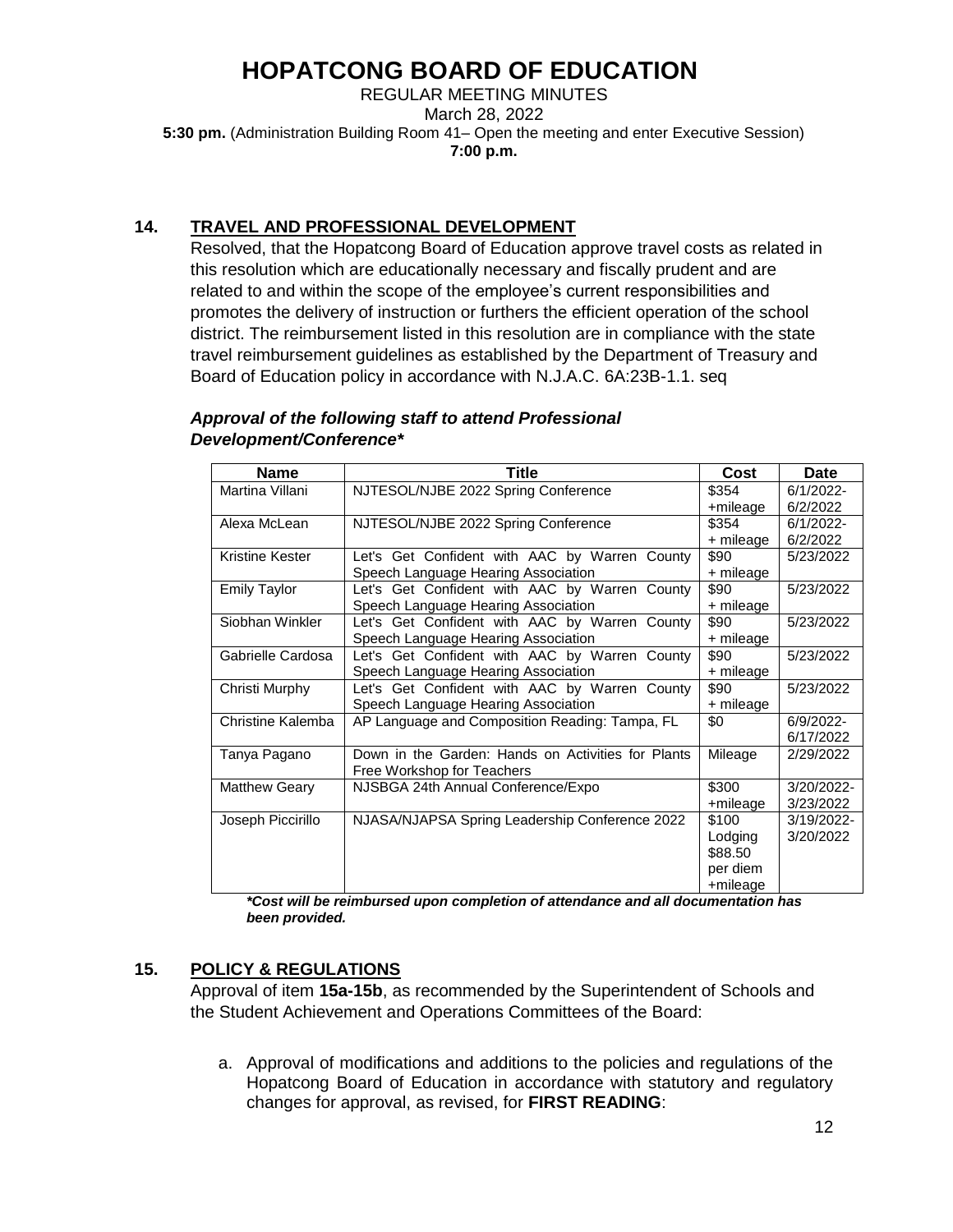## 14. TRAVEL AND PROFESSIONAL DEVELOPMENT

Resolved, that the Hopatcong Board of Education approve travel costs as related in this resolution which are educationally necessary and fiscally prudent and are related to and within the scope of the employee's current responsibilities and promotes the delivery of instruction or furthers the efficient operation of the school district. The reimbursement listed in this resolution are in compliance with the state travel reimbursement guidelines as established by the Department of Treasury and Board of Education policy in accordance with N.J.A.C. 6A:23B-1.1. seq

***Approval of the following staff to attend Professional Development/Conference****

| Name | Title | Cost | Date |
|---|---|---|---|
| Martina Villani | NJTESOL/NJBE 2022 Spring Conference | $354 +mileage | 6/1/2022-6/2/2022 |
| Alexa McLean | NJTESOL/NJBE 2022 Spring Conference | $354 + mileage | 6/1/2022-6/2/2022 |
| Kristine Kester | Let's Get Confident with AAC by Warren County Speech Language Hearing Association | $90 + mileage | 5/23/2022 |
| Emily Taylor | Let's Get Confident with AAC by Warren County Speech Language Hearing Association | $90 + mileage | 5/23/2022 |
| Siobhan Winkler | Let's Get Confident with AAC by Warren County Speech Language Hearing Association | $90 + mileage | 5/23/2022 |
| Gabrielle Cardosa | Let's Get Confident with AAC by Warren County Speech Language Hearing Association | $90 + mileage | 5/23/2022 |
| Christi Murphy | Let's Get Confident with AAC by Warren County Speech Language Hearing Association | $90 + mileage | 5/23/2022 |
| Christine Kalemba | AP Language and Composition Reading: Tampa, FL | $0 | 6/9/2022-6/17/2022 |
| Tanya Pagano | Down in the Garden: Hands on Activities for Plants Free Workshop for Teachers | Mileage | 2/29/2022 |
| Matthew Geary | NJSBGA 24th Annual Conference/Expo | $300 +mileage | 3/20/2022-3/23/2022 |
| Joseph Piccirillo | NJASA/NJAPSA Spring Leadership Conference 2022 | $100 Lodging $88.50 per diem +mileage | 3/19/2022-3/20/2022 |

***Cost will be reimbursed upon completion of attendance and all documentation has been provided.***

## 15. POLICY & REGULATIONS

Approval of item **15a-15b**, as recommended by the Superintendent of Schools and the Student Achievement and Operations Committees of the Board:

a. Approval of modifications and additions to the policies and regulations of the Hopatcong Board of Education in accordance with statutory and regulatory changes for approval, as revised, for **FIRST READING**: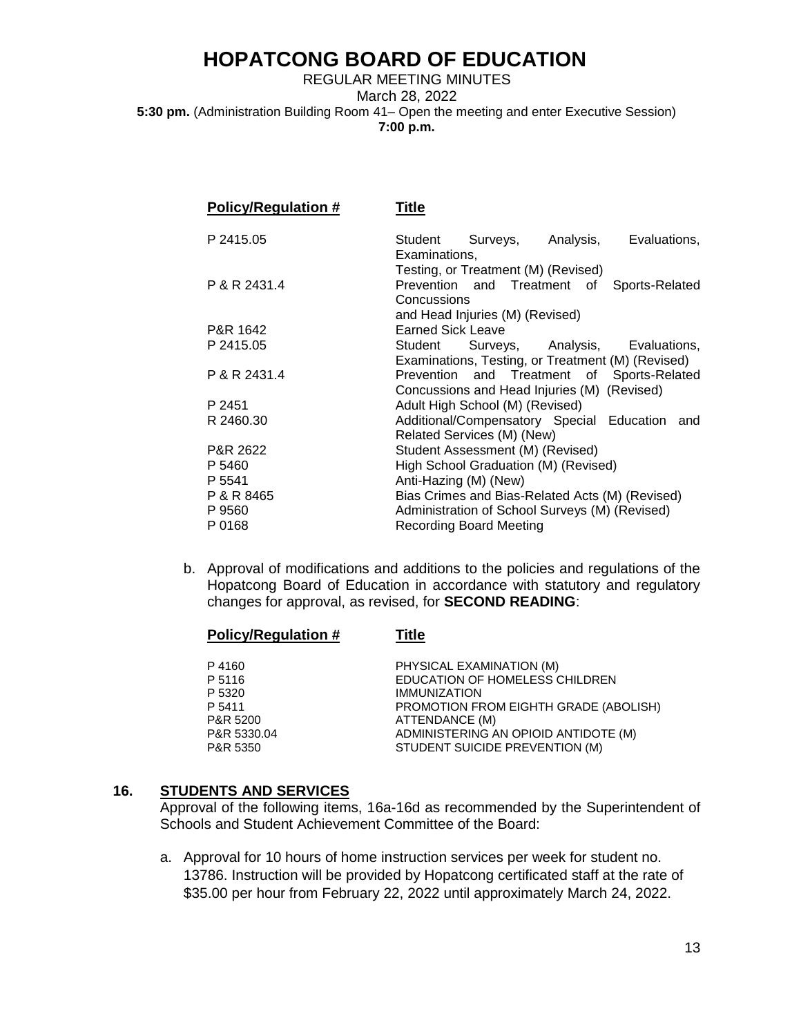# HOPATCONG BOARD OF EDUCATION

REGULAR MEETING MINUTES
March 28, 2022
**5:30 pm.** (Administration Building Room 41– Open the meeting and enter Executive Session)
**7:00 p.m.**

| Policy/Regulation # | Title |
|---|---|
| P 2415.05 | Student Surveys, Analysis, Evaluations, Examinations, Testing, or Treatment (M) (Revised) |
| P & R 2431.4 | Prevention and Treatment of Sports-Related Concussions and Head Injuries (M) (Revised) |
| P&R 1642 | Earned Sick Leave |
| P 2415.05 | Student Surveys, Analysis, Evaluations, Examinations, Testing, or Treatment (M) (Revised) |
| P & R 2431.4 | Prevention and Treatment of Sports-Related Concussions and Head Injuries (M) (Revised) |
| P 2451 | Adult High School (M) (Revised) |
| R 2460.30 | Additional/Compensatory Special Education and Related Services (M) (New) |
| P&R 2622 | Student Assessment (M) (Revised) |
| P 5460 | High School Graduation (M) (Revised) |
| P 5541 | Anti-Hazing (M) (New) |
| P & R 8465 | Bias Crimes and Bias-Related Acts (M) (Revised) |
| P 9560 | Administration of School Surveys (M) (Revised) |
| P 0168 | Recording Board Meeting |

b. Approval of modifications and additions to the policies and regulations of the Hopatcong Board of Education in accordance with statutory and regulatory changes for approval, as revised, for **SECOND READING**:

| Policy/Regulation # | Title |
|---|---|
| P 4160 | PHYSICAL EXAMINATION (M) |
| P 5116 | EDUCATION OF HOMELESS CHILDREN |
| P 5320 | IMMUNIZATION |
| P 5411 | PROMOTION FROM EIGHTH GRADE (ABOLISH) |
| P&R 5200 | ATTENDANCE (M) |
| P&R 5330.04 | ADMINISTERING AN OPIOID ANTIDOTE (M) |
| P&R 5350 | STUDENT SUICIDE PREVENTION (M) |

## 16. STUDENTS AND SERVICES

Approval of the following items, 16a-16d as recommended by the Superintendent of Schools and Student Achievement Committee of the Board:

a. Approval for 10 hours of home instruction services per week for student no. 13786. Instruction will be provided by Hopatcong certificated staff at the rate of $35.00 per hour from February 22, 2022 until approximately March 24, 2022.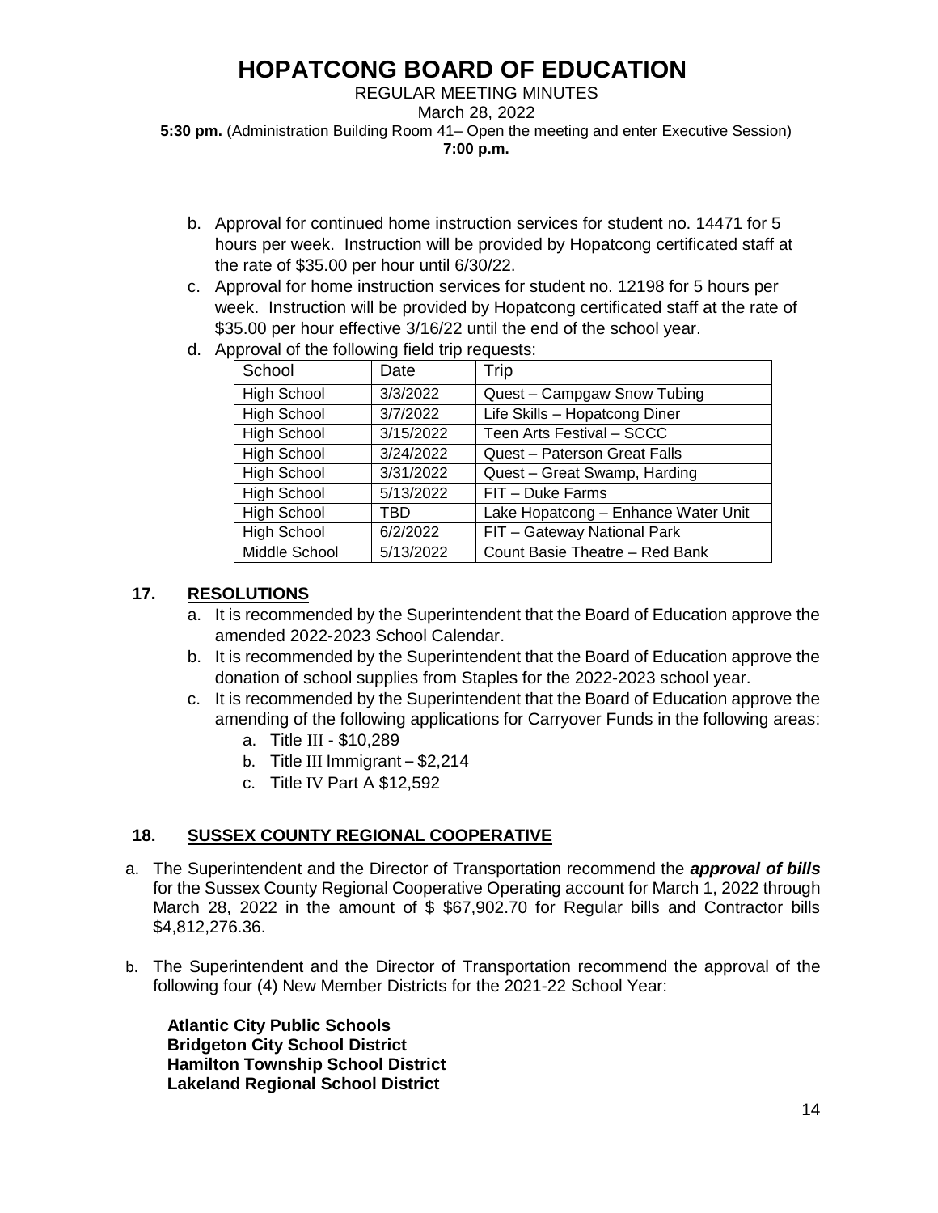- b. Approval for continued home instruction services for student no. 14471 for 5 hours per week. Instruction will be provided by Hopatcong certificated staff at the rate of $35.00 per hour until 6/30/22.
- c. Approval for home instruction services for student no. 12198 for 5 hours per week. Instruction will be provided by Hopatcong certificated staff at the rate of $35.00 per hour effective 3/16/22 until the end of the school year.
- d. Approval of the following field trip requests:

| School | Date | Trip |
|---|---|---|
| High School | 3/3/2022 | Quest – Campgaw Snow Tubing |
| High School | 3/7/2022 | Life Skills – Hopatcong Diner |
| High School | 3/15/2022 | Teen Arts Festival – SCCC |
| High School | 3/24/2022 | Quest – Paterson Great Falls |
| High School | 3/31/2022 | Quest – Great Swamp, Harding |
| High School | 5/13/2022 | FIT – Duke Farms |
| High School | TBD | Lake Hopatcong – Enhance Water Unit |
| High School | 6/2/2022 | FIT – Gateway National Park |
| Middle School | 5/13/2022 | Count Basie Theatre – Red Bank |

## 17. RESOLUTIONS

- a. It is recommended by the Superintendent that the Board of Education approve the amended 2022-2023 School Calendar.
- b. It is recommended by the Superintendent that the Board of Education approve the donation of school supplies from Staples for the 2022-2023 school year.
- c. It is recommended by the Superintendent that the Board of Education approve the amending of the following applications for Carryover Funds in the following areas:
  - a. Title III - $10,289
  - b. Title III Immigrant – $2,214
  - c. Title IV Part A $12,592

## 18. SUSSEX COUNTY REGIONAL COOPERATIVE

a. The Superintendent and the Director of Transportation recommend the ***approval of bills*** for the Sussex County Regional Cooperative Operating account for March 1, 2022 through March 28, 2022 in the amount of $ $67,902.70 for Regular bills and Contractor bills $4,812,276.36.

b. The Superintendent and the Director of Transportation recommend the approval of the following four (4) New Member Districts for the 2021-22 School Year:

**Atlantic City Public Schools**
**Bridgeton City School District**
**Hamilton Township School District**
**Lakeland Regional School District**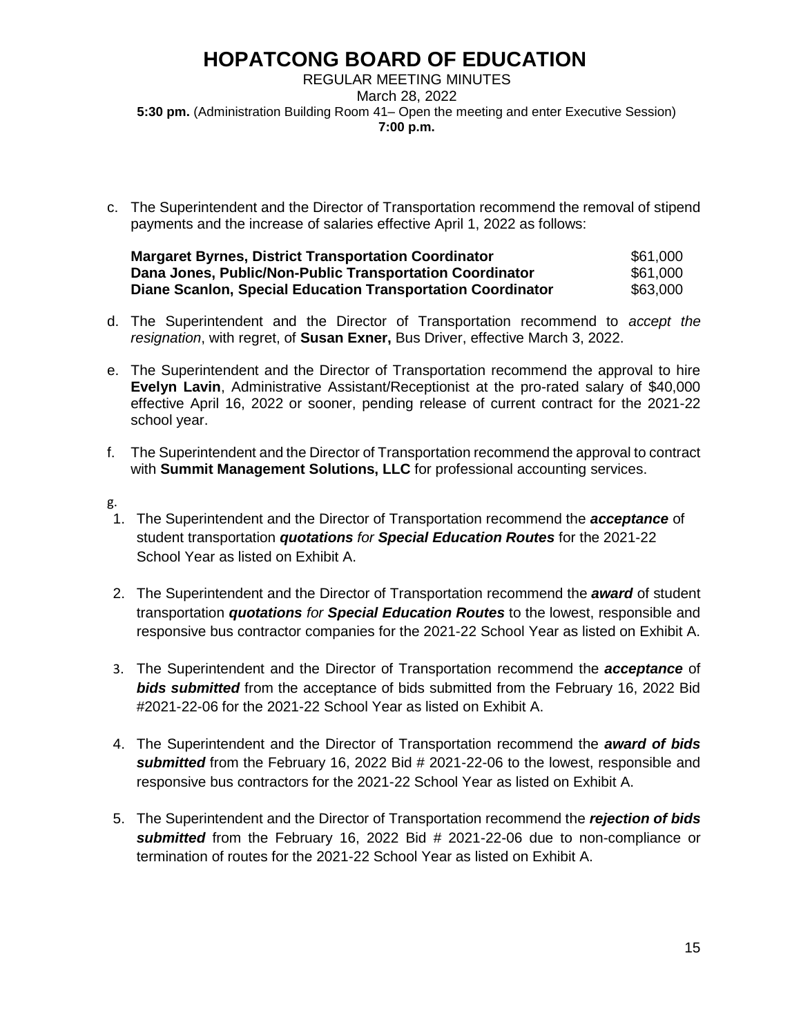c. The Superintendent and the Director of Transportation recommend the removal of stipend payments and the increase of salaries effective April 1, 2022 as follows:

| | |
|---|---|
| **Margaret Byrnes, District Transportation Coordinator** | $61,000 |
| **Dana Jones, Public/Non-Public Transportation Coordinator** | $61,000 |
| **Diane Scanlon, Special Education Transportation Coordinator** | $63,000 |

d. The Superintendent and the Director of Transportation recommend to *accept the resignation*, with regret, of **Susan Exner,** Bus Driver, effective March 3, 2022.

e. The Superintendent and the Director of Transportation recommend the approval to hire **Evelyn Lavin**, Administrative Assistant/Receptionist at the pro-rated salary of $40,000 effective April 16, 2022 or sooner, pending release of current contract for the 2021-22 school year.

f. The Superintendent and the Director of Transportation recommend the approval to contract with **Summit Management Solutions, LLC** for professional accounting services.

g.

1. The Superintendent and the Director of Transportation recommend the ***acceptance*** of student transportation ***quotations*** *for* ***Special Education Routes*** for the 2021-22 School Year as listed on Exhibit A.

2. The Superintendent and the Director of Transportation recommend the ***award*** of student transportation ***quotations*** *for* ***Special Education Routes*** to the lowest, responsible and responsive bus contractor companies for the 2021-22 School Year as listed on Exhibit A.

3. The Superintendent and the Director of Transportation recommend the ***acceptance*** of ***bids submitted*** from the acceptance of bids submitted from the February 16, 2022 Bid #2021-22-06 for the 2021-22 School Year as listed on Exhibit A.

4. The Superintendent and the Director of Transportation recommend the ***award of bids submitted*** from the February 16, 2022 Bid # 2021-22-06 to the lowest, responsible and responsive bus contractors for the 2021-22 School Year as listed on Exhibit A.

5. The Superintendent and the Director of Transportation recommend the ***rejection of bids submitted*** from the February 16, 2022 Bid # 2021-22-06 due to non-compliance or termination of routes for the 2021-22 School Year as listed on Exhibit A.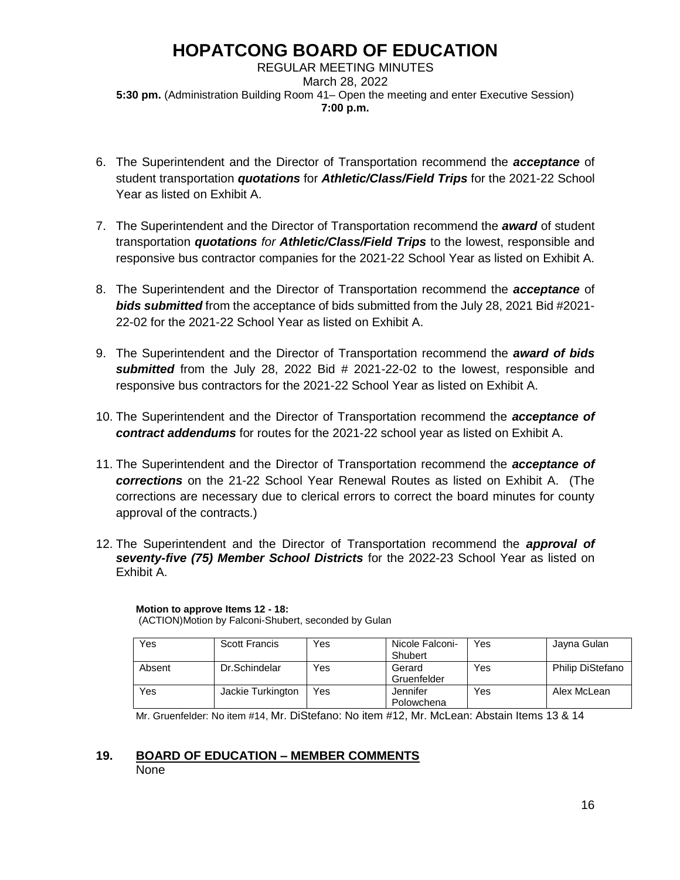# HOPATCONG BOARD OF EDUCATION

REGULAR MEETING MINUTES
March 28, 2022
**5:30 pm.** (Administration Building Room 41– Open the meeting and enter Executive Session)
**7:00 p.m.**

6. The Superintendent and the Director of Transportation recommend the ***acceptance*** of student transportation ***quotations*** for ***Athletic/Class/Field Trips*** for the 2021-22 School Year as listed on Exhibit A.

7. The Superintendent and the Director of Transportation recommend the ***award*** of student transportation ***quotations for Athletic/Class/Field Trips*** to the lowest, responsible and responsive bus contractor companies for the 2021-22 School Year as listed on Exhibit A.

8. The Superintendent and the Director of Transportation recommend the ***acceptance*** of ***bids submitted*** from the acceptance of bids submitted from the July 28, 2021 Bid #2021-22-02 for the 2021-22 School Year as listed on Exhibit A.

9. The Superintendent and the Director of Transportation recommend the ***award of bids submitted*** from the July 28, 2022 Bid # 2021-22-02 to the lowest, responsible and responsive bus contractors for the 2021-22 School Year as listed on Exhibit A.

10. The Superintendent and the Director of Transportation recommend the ***acceptance of contract addendums*** for routes for the 2021-22 school year as listed on Exhibit A.

11. The Superintendent and the Director of Transportation recommend the ***acceptance of corrections*** on the 21-22 School Year Renewal Routes as listed on Exhibit A. (The corrections are necessary due to clerical errors to correct the board minutes for county approval of the contracts.)

12. The Superintendent and the Director of Transportation recommend the ***approval of seventy-five (75) Member School Districts*** for the 2022-23 School Year as listed on Exhibit A.

**Motion to approve Items 12 - 18:**
(ACTION)Motion by Falconi-Shubert, seconded by Gulan

| | | | | | |
|---|---|---|---|---|---|
| Yes | Scott Francis | Yes | Nicole Falconi-Shubert | Yes | Jayna Gulan |
| Absent | Dr.Schindelar | Yes | Gerard Gruenfelder | Yes | Philip DiStefano |
| Yes | Jackie Turkington | Yes | Jennifer Polowchena | Yes | Alex McLean |

Mr. Gruenfelder: No item #14, Mr. DiStefano: No item #12, Mr. McLean: Abstain Items 13 & 14

## 19. BOARD OF EDUCATION – MEMBER COMMENTS

None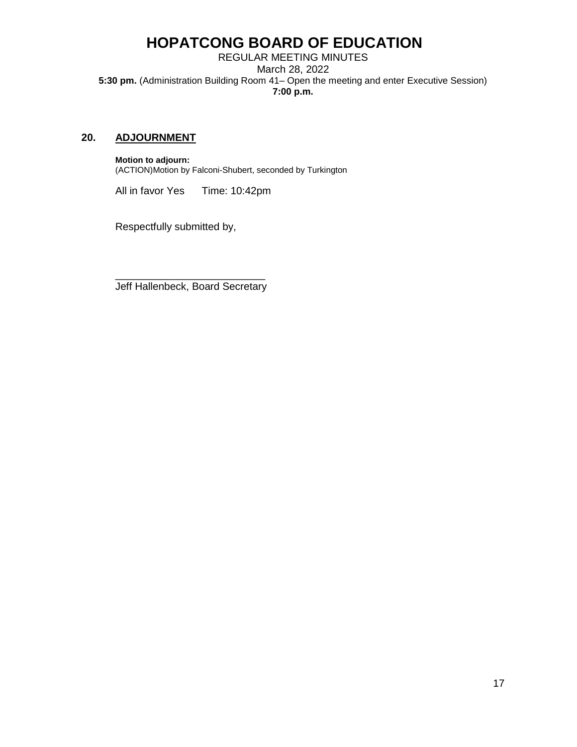# HOPATCONG BOARD OF EDUCATION

REGULAR MEETING MINUTES
March 28, 2022
**5:30 pm.** (Administration Building Room 41– Open the meeting and enter Executive Session)
**7:00 p.m.**

## 20. ADJOURNMENT

**Motion to adjourn:**
(ACTION)Motion by Falconi-Shubert, seconded by Turkington

All in favor Yes Time: 10:42pm

Respectfully submitted by,

_________________________
Jeff Hallenbeck, Board Secretary